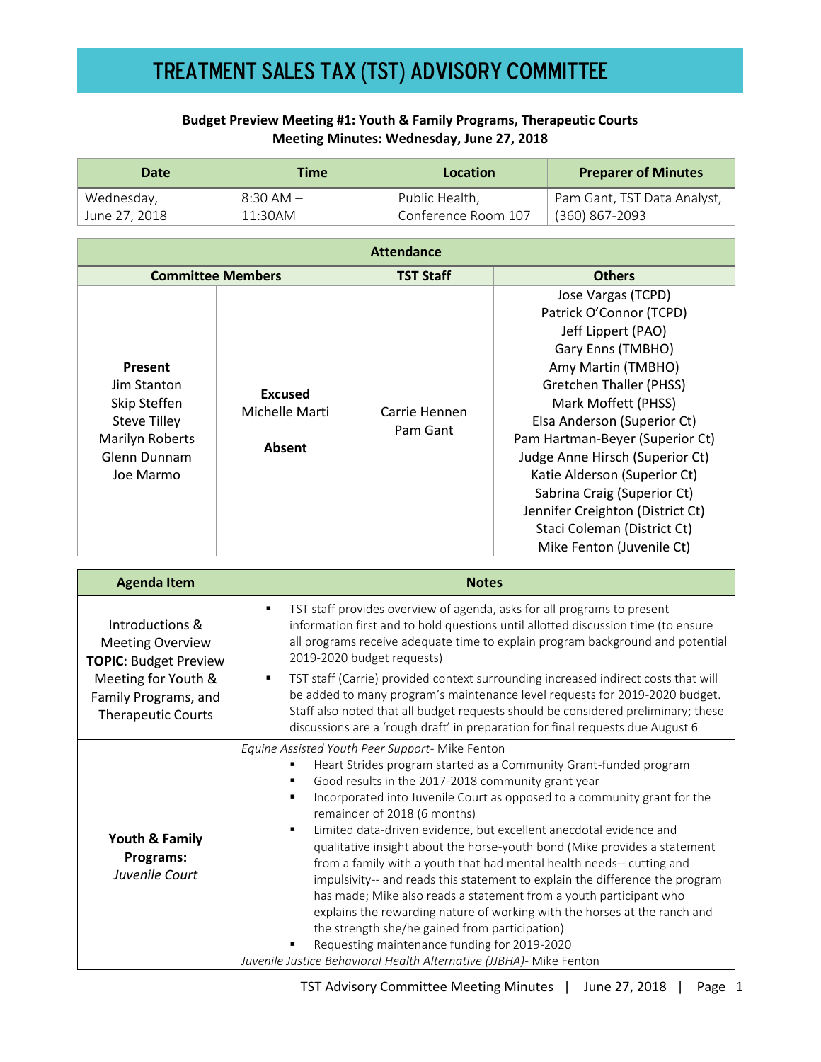# TREATMENT SALES TAX (TST) ADVISORY COMMITTEE

**Budget Preview Meeting #1: Youth & Family Programs, Therapeutic Courts**
**Meeting Minutes: Wednesday, June 27, 2018**

| Date | Time | Location | Preparer of Minutes |
|---|---|---|---|
| Wednesday, June 27, 2018 | 8:30 AM – 11:30AM | Public Health, Conference Room 107 | Pam Gant, TST Data Analyst, (360) 867-2093 |

| Attendance | | | |
|---|---|---|---|
| **Committee Members** | | **TST Staff** | **Others** |
| **Present**<br>Jim Stanton<br>Skip Steffen<br>Steve Tilley<br>Marilyn Roberts<br>Glenn Dunnam<br>Joe Marmo | **Excused**<br>Michelle Marti<br><br>**Absent** | Carrie Hennen<br>Pam Gant | Jose Vargas (TCPD)<br>Patrick O'Connor (TCPD)<br>Jeff Lippert (PAO)<br>Gary Enns (TMBHO)<br>Amy Martin (TMBHO)<br>Gretchen Thaller (PHSS)<br>Mark Moffett (PHSS)<br>Elsa Anderson (Superior Ct)<br>Pam Hartman-Beyer (Superior Ct)<br>Judge Anne Hirsch (Superior Ct)<br>Katie Alderson (Superior Ct)<br>Sabrina Craig (Superior Ct)<br>Jennifer Creighton (District Ct)<br>Staci Coleman (District Ct)<br>Mike Fenton (Juvenile Ct) |

| Agenda Item | Notes |
|---|---|
| Introductions & Meeting Overview<br>**TOPIC**: Budget Preview Meeting for Youth & Family Programs, and Therapeutic Courts | ▪ TST staff provides overview of agenda, asks for all programs to present information first and to hold questions until allotted discussion time (to ensure all programs receive adequate time to explain program background and potential 2019-2020 budget requests)<br>▪ TST staff (Carrie) provided context surrounding increased indirect costs that will be added to many program's maintenance level requests for 2019-2020 budget. Staff also noted that all budget requests should be considered preliminary; these discussions are a 'rough draft' in preparation for final requests due August 6 |
| **Youth & Family Programs:**<br>*Juvenile Court* | *Equine Assisted Youth Peer Support*- Mike Fenton<br>▪ Heart Strides program started as a Community Grant-funded program<br>▪ Good results in the 2017-2018 community grant year<br>▪ Incorporated into Juvenile Court as opposed to a community grant for the remainder of 2018 (6 months)<br>▪ Limited data-driven evidence, but excellent anecdotal evidence and qualitative insight about the horse-youth bond (Mike provides a statement from a family with a youth that had mental health needs-- cutting and impulsivity-- and reads this statement to explain the difference the program has made; Mike also reads a statement from a youth participant who explains the rewarding nature of working with the horses at the ranch and the strength she/he gained from participation)<br>▪ Requesting maintenance funding for 2019-2020<br>*Juvenile Justice Behavioral Health Alternative (JJBHA)*- Mike Fenton |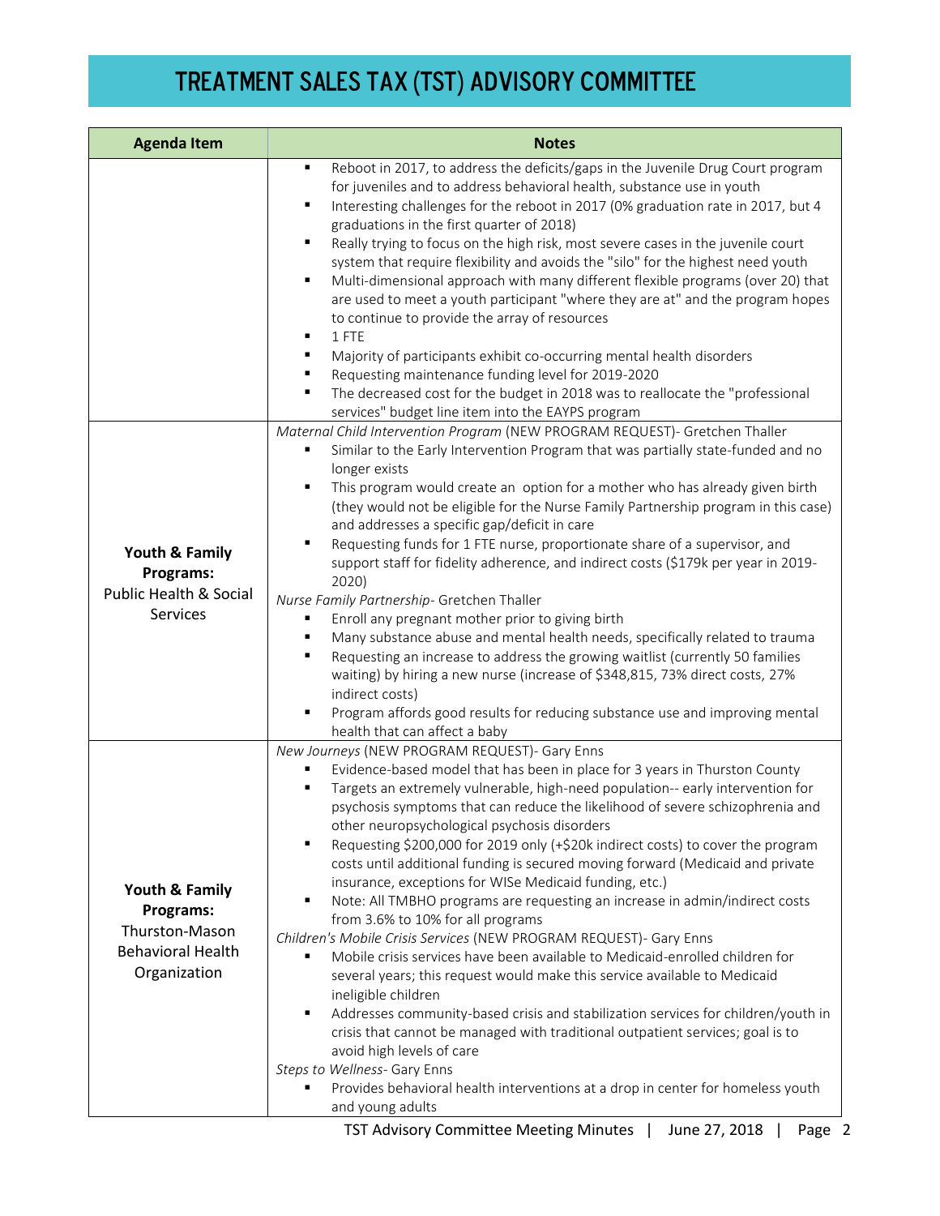# TREATMENT SALES TAX (TST) ADVISORY COMMITTEE

| Agenda Item | Notes |
|---|---|
| | • Reboot in 2017, to address the deficits/gaps in the Juvenile Drug Court program for juveniles and to address behavioral health, substance use in youth<br>• Interesting challenges for the reboot in 2017 (0% graduation rate in 2017, but 4 graduations in the first quarter of 2018)<br>• Really trying to focus on the high risk, most severe cases in the juvenile court system that require flexibility and avoids the "silo" for the highest need youth<br>• Multi-dimensional approach with many different flexible programs (over 20) that are used to meet a youth participant "where they are at" and the program hopes to continue to provide the array of resources<br>• 1 FTE<br>• Majority of participants exhibit co-occurring mental health disorders<br>• Requesting maintenance funding level for 2019-2020<br>• The decreased cost for the budget in 2018 was to reallocate the "professional services" budget line item into the EAYPS program |
| **Youth & Family Programs:** Public Health & Social Services | *Maternal Child Intervention Program* (NEW PROGRAM REQUEST)- Gretchen Thaller<br>• Similar to the Early Intervention Program that was partially state-funded and no longer exists<br>• This program would create an option for a mother who has already given birth (they would not be eligible for the Nurse Family Partnership program in this case) and addresses a specific gap/deficit in care<br>• Requesting funds for 1 FTE nurse, proportionate share of a supervisor, and support staff for fidelity adherence, and indirect costs ($179k per year in 2019-2020)<br>*Nurse Family Partnership*- Gretchen Thaller<br>• Enroll any pregnant mother prior to giving birth<br>• Many substance abuse and mental health needs, specifically related to trauma<br>• Requesting an increase to address the growing waitlist (currently 50 families waiting) by hiring a new nurse (increase of $348,815, 73% direct costs, 27% indirect costs)<br>• Program affords good results for reducing substance use and improving mental health that can affect a baby |
| **Youth & Family Programs:** Thurston-Mason Behavioral Health Organization | *New Journeys* (NEW PROGRAM REQUEST)- Gary Enns<br>• Evidence-based model that has been in place for 3 years in Thurston County<br>• Targets an extremely vulnerable, high-need population-- early intervention for psychosis symptoms that can reduce the likelihood of severe schizophrenia and other neuropsychological psychosis disorders<br>• Requesting $200,000 for 2019 only (+$20k indirect costs) to cover the program costs until additional funding is secured moving forward (Medicaid and private insurance, exceptions for WISe Medicaid funding, etc.)<br>• Note: All TMBHO programs are requesting an increase in admin/indirect costs from 3.6% to 10% for all programs<br>*Children's Mobile Crisis Services* (NEW PROGRAM REQUEST)- Gary Enns<br>• Mobile crisis services have been available to Medicaid-enrolled children for several years; this request would make this service available to Medicaid ineligible children<br>• Addresses community-based crisis and stabilization services for children/youth in crisis that cannot be managed with traditional outpatient services; goal is to avoid high levels of care<br>*Steps to Wellness*- Gary Enns<br>• Provides behavioral health interventions at a drop in center for homeless youth and young adults |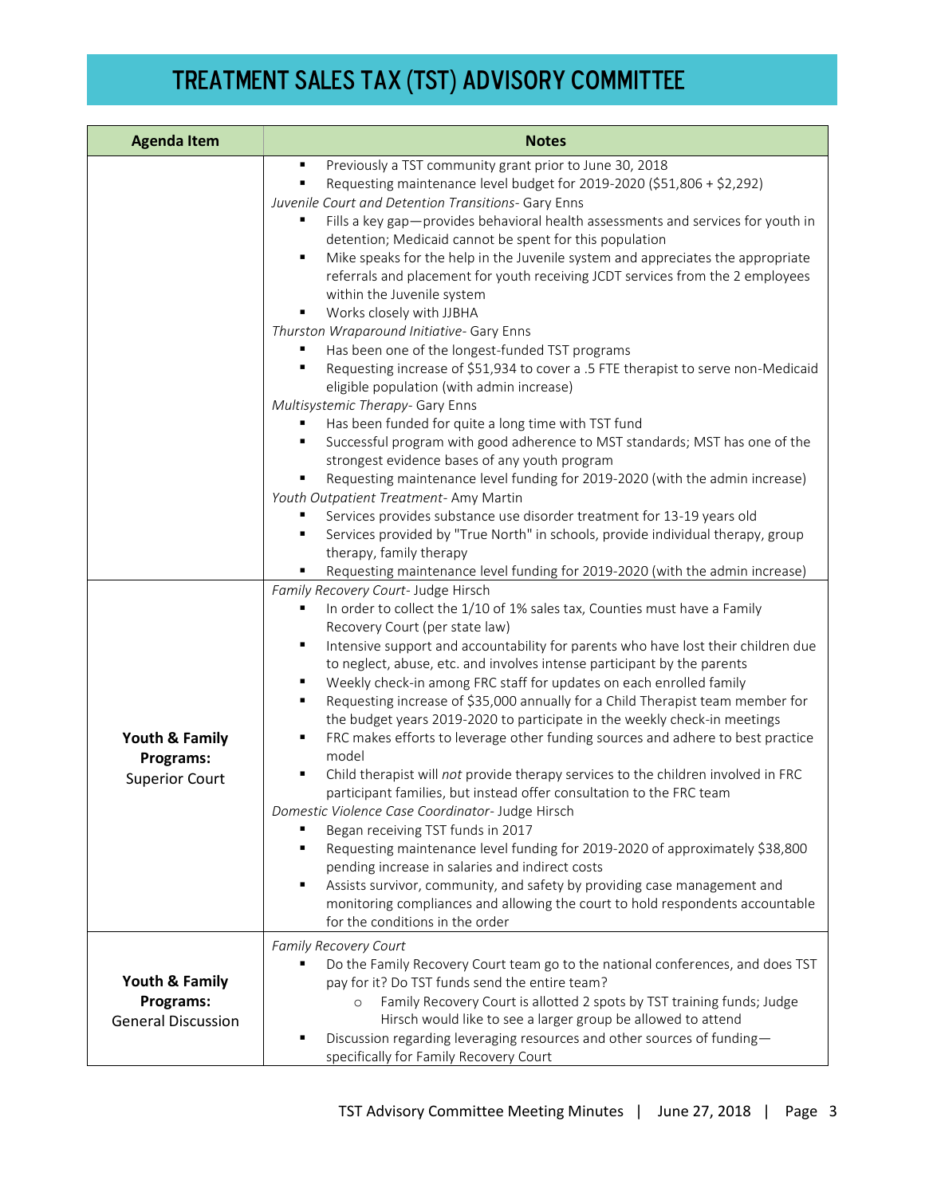# TREATMENT SALES TAX (TST) ADVISORY COMMITTEE

| Agenda Item | Notes |
|---|---|
| | ▪ Previously a TST community grant prior to June 30, 2018<br>▪ Requesting maintenance level budget for 2019-2020 ($51,806 + $2,292)<br>*Juvenile Court and Detention Transitions*- Gary Enns<br>▪ Fills a key gap—provides behavioral health assessments and services for youth in detention; Medicaid cannot be spent for this population<br>▪ Mike speaks for the help in the Juvenile system and appreciates the appropriate referrals and placement for youth receiving JCDT services from the 2 employees within the Juvenile system<br>▪ Works closely with JJBHA<br>*Thurston Wraparound Initiative*- Gary Enns<br>▪ Has been one of the longest-funded TST programs<br>▪ Requesting increase of $51,934 to cover a .5 FTE therapist to serve non-Medicaid eligible population (with admin increase)<br>*Multisystemic Therapy*- Gary Enns<br>▪ Has been funded for quite a long time with TST fund<br>▪ Successful program with good adherence to MST standards; MST has one of the strongest evidence bases of any youth program<br>▪ Requesting maintenance level funding for 2019-2020 (with the admin increase)<br>*Youth Outpatient Treatment*- Amy Martin<br>▪ Services provides substance use disorder treatment for 13-19 years old<br>▪ Services provided by "True North" in schools, provide individual therapy, group therapy, family therapy<br>▪ Requesting maintenance level funding for 2019-2020 (with the admin increase) |
| **Youth & Family Programs:** Superior Court | *Family Recovery Court*- Judge Hirsch<br>▪ In order to collect the 1/10 of 1% sales tax, Counties must have a Family Recovery Court (per state law)<br>▪ Intensive support and accountability for parents who have lost their children due to neglect, abuse, etc. and involves intense participant by the parents<br>▪ Weekly check-in among FRC staff for updates on each enrolled family<br>▪ Requesting increase of $35,000 annually for a Child Therapist team member for the budget years 2019-2020 to participate in the weekly check-in meetings<br>▪ FRC makes efforts to leverage other funding sources and adhere to best practice model<br>▪ Child therapist will *not* provide therapy services to the children involved in FRC participant families, but instead offer consultation to the FRC team<br>*Domestic Violence Case Coordinator*- Judge Hirsch<br>▪ Began receiving TST funds in 2017<br>▪ Requesting maintenance level funding for 2019-2020 of approximately $38,800 pending increase in salaries and indirect costs<br>▪ Assists survivor, community, and safety by providing case management and monitoring compliances and allowing the court to hold respondents accountable for the conditions in the order |
| **Youth & Family Programs:** General Discussion | *Family Recovery Court*<br>▪ Do the Family Recovery Court team go to the national conferences, and does TST pay for it? Do TST funds send the entire team?<br>&nbsp;&nbsp;&nbsp;&nbsp;○ Family Recovery Court is allotted 2 spots by TST training funds; Judge Hirsch would like to see a larger group be allowed to attend<br>▪ Discussion regarding leveraging resources and other sources of funding—specifically for Family Recovery Court |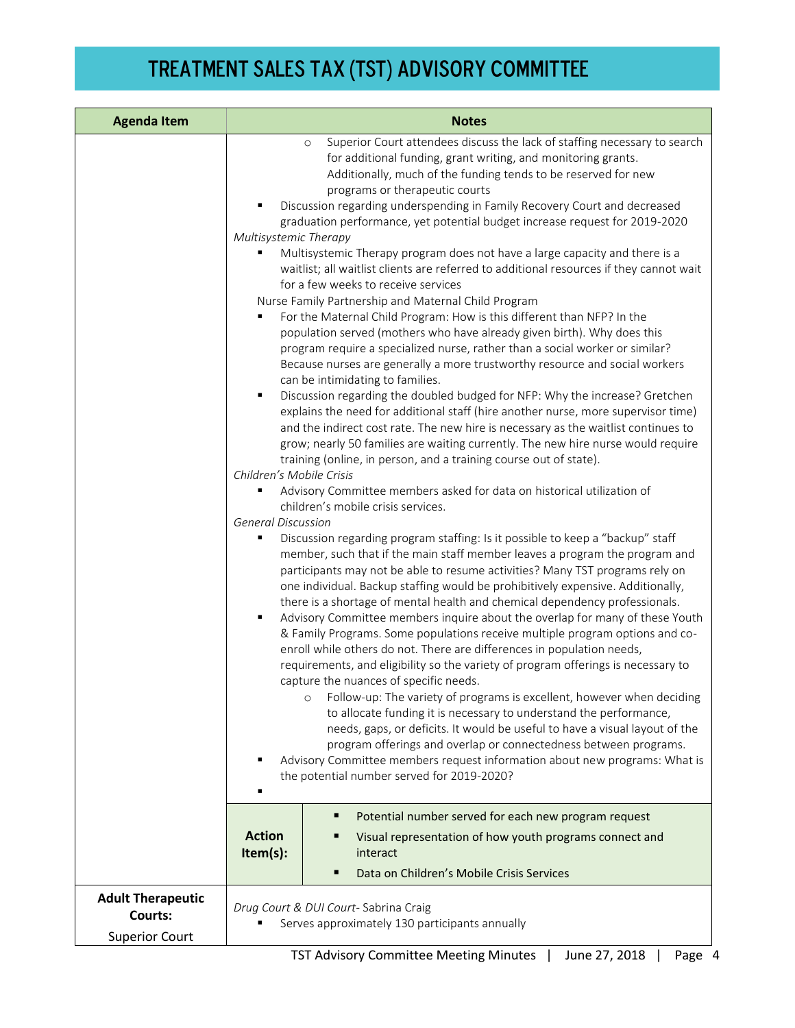# TREATMENT SALES TAX (TST) ADVISORY COMMITTEE

| Agenda Item | Notes |
|---|---|
| | ◦ Superior Court attendees discuss the lack of staffing necessary to search for additional funding, grant writing, and monitoring grants. Additionally, much of the funding tends to be reserved for new programs or therapeutic courts<br>▪ Discussion regarding underspending in Family Recovery Court and decreased graduation performance, yet potential budget increase request for 2019-2020<br>*Multisystemic Therapy*<br>▪ Multisystemic Therapy program does not have a large capacity and there is a waitlist; all waitlist clients are referred to additional resources if they cannot wait for a few weeks to receive services<br>Nurse Family Partnership and Maternal Child Program<br>▪ For the Maternal Child Program: How is this different than NFP? In the population served (mothers who have already given birth). Why does this program require a specialized nurse, rather than a social worker or similar? Because nurses are generally a more trustworthy resource and social workers can be intimidating to families.<br>▪ Discussion regarding the doubled budged for NFP: Why the increase? Gretchen explains the need for additional staff (hire another nurse, more supervisor time) and the indirect cost rate. The new hire is necessary as the waitlist continues to grow; nearly 50 families are waiting currently. The new hire nurse would require training (online, in person, and a training course out of state).<br>*Children's Mobile Crisis*<br>▪ Advisory Committee members asked for data on historical utilization of children's mobile crisis services.<br>*General Discussion*<br>▪ Discussion regarding program staffing: Is it possible to keep a "backup" staff member, such that if the main staff member leaves a program the program and participants may not be able to resume activities? Many TST programs rely on one individual. Backup staffing would be prohibitively expensive. Additionally, there is a shortage of mental health and chemical dependency professionals.<br>▪ Advisory Committee members inquire about the overlap for many of these Youth & Family Programs. Some populations receive multiple program options and co-enroll while others do not. There are differences in population needs, requirements, and eligibility so the variety of program offerings is necessary to capture the nuances of specific needs.<br>◦ Follow-up: The variety of programs is excellent, however when deciding to allocate funding it is necessary to understand the performance, needs, gaps, or deficits. It would be useful to have a visual layout of the program offerings and overlap or connectedness between programs.<br>▪ Advisory Committee members request information about new programs: What is the potential number served for 2019-2020?<br>▪ |
| | **Action Item(s):**<br>▪ Potential number served for each new program request<br>▪ Visual representation of how youth programs connect and interact<br>▪ Data on Children's Mobile Crisis Services |
| **Adult Therapeutic Courts:**<br>Superior Court | *Drug Court & DUI Court*- Sabrina Craig<br>▪ Serves approximately 130 participants annually |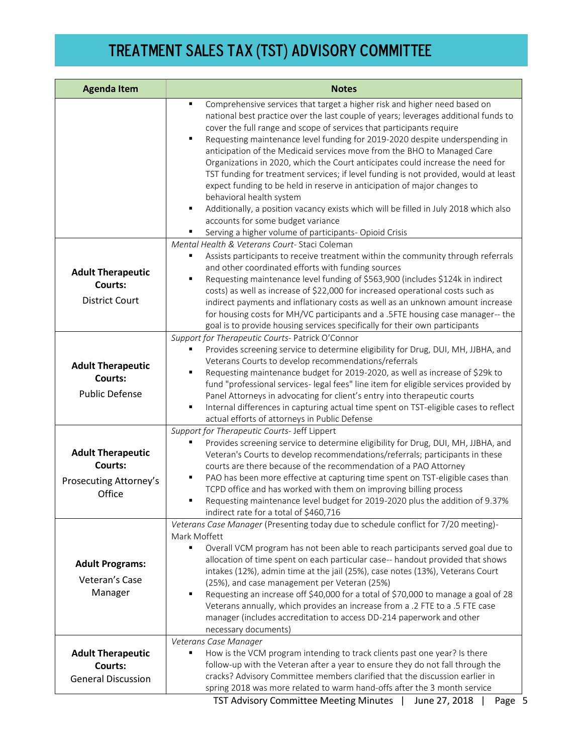# TREATMENT SALES TAX (TST) ADVISORY COMMITTEE

| Agenda Item | Notes |
|---|---|
| | ▪ Comprehensive services that target a higher risk and higher need based on national best practice over the last couple of years; leverages additional funds to cover the full range and scope of services that participants require<br>▪ Requesting maintenance level funding for 2019-2020 despite underspending in anticipation of the Medicaid services move from the BHO to Managed Care Organizations in 2020, which the Court anticipates could increase the need for TST funding for treatment services; if level funding is not provided, would at least expect funding to be held in reserve in anticipation of major changes to behavioral health system<br>▪ Additionally, a position vacancy exists which will be filled in July 2018 which also accounts for some budget variance<br>▪ Serving a higher volume of participants- Opioid Crisis |
| **Adult Therapeutic Courts:** District Court | *Mental Health & Veterans Court*- Staci Coleman<br>▪ Assists participants to receive treatment within the community through referrals and other coordinated efforts with funding sources<br>▪ Requesting maintenance level funding of $563,900 (includes $124k in indirect costs) as well as increase of $22,000 for increased operational costs such as indirect payments and inflationary costs as well as an unknown amount increase for housing costs for MH/VC participants and a .5FTE housing case manager-- the goal is to provide housing services specifically for their own participants |
| **Adult Therapeutic Courts:** Public Defense | *Support for Therapeutic Courts*- Patrick O'Connor<br>▪ Provides screening service to determine eligibility for Drug, DUI, MH, JJBHA, and Veterans Courts to develop recommendations/referrals<br>▪ Requesting maintenance budget for 2019-2020, as well as increase of $29k to fund "professional services- legal fees" line item for eligible services provided by Panel Attorneys in advocating for client's entry into therapeutic courts<br>▪ Internal differences in capturing actual time spent on TST-eligible cases to reflect actual efforts of attorneys in Public Defense |
| **Adult Therapeutic Courts:** Prosecuting Attorney's Office | *Support for Therapeutic Courts*- Jeff Lippert<br>▪ Provides screening service to determine eligibility for Drug, DUI, MH, JJBHA, and Veteran's Courts to develop recommendations/referrals; participants in these courts are there because of the recommendation of a PAO Attorney<br>▪ PAO has been more effective at capturing time spent on TST-eligible cases than TCPD office and has worked with them on improving billing process<br>▪ Requesting maintenance level budget for 2019-2020 plus the addition of 9.37% indirect rate for a total of $460,716 |
| **Adult Programs:** Veteran's Case Manager | *Veterans Case Manager* (Presenting today due to schedule conflict for 7/20 meeting)- Mark Moffett<br>▪ Overall VCM program has not been able to reach participants served goal due to allocation of time spent on each particular case-- handout provided that shows intakes (12%), admin time at the jail (25%), case notes (13%), Veterans Court (25%), and case management per Veteran (25%)<br>▪ Requesting an increase off $40,000 for a total of $70,000 to manage a goal of 28 Veterans annually, which provides an increase from a .2 FTE to a .5 FTE case manager (includes accreditation to access DD-214 paperwork and other necessary documents) |
| **Adult Therapeutic Courts:** General Discussion | *Veterans Case Manager*<br>▪ How is the VCM program intending to track clients past one year? Is there follow-up with the Veteran after a year to ensure they do not fall through the cracks? Advisory Committee members clarified that the discussion earlier in spring 2018 was more related to warm hand-offs after the 3 month service |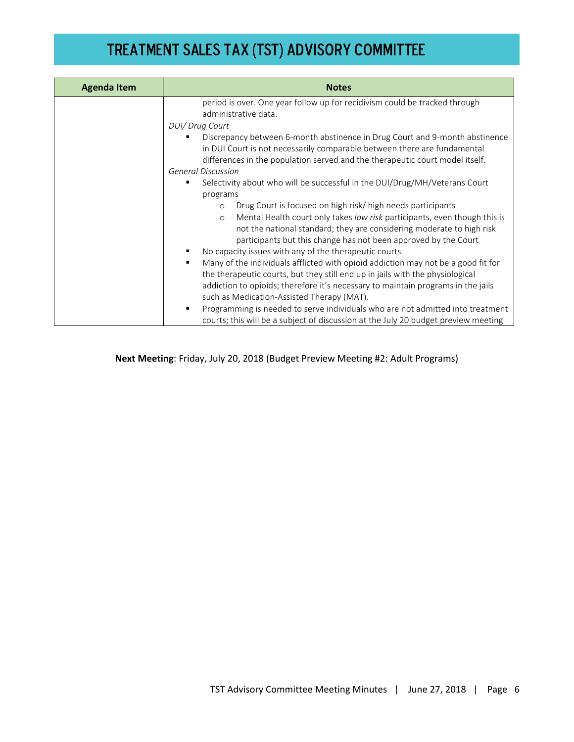# TREATMENT SALES TAX (TST) ADVISORY COMMITTEE

| Agenda Item | Notes |
| --- | --- |
| | period is over. One year follow up for recidivism could be tracked through administrative data.<br>*DUI/ Drug Court*<br>▪ Discrepancy between 6-month abstinence in Drug Court and 9-month abstinence in DUI Court is not necessarily comparable between there are fundamental differences in the population served and the therapeutic court model itself.<br>*General Discussion*<br>▪ Selectivity about who will be successful in the DUI/Drug/MH/Veterans Court programs<br>&nbsp;&nbsp;&nbsp;&nbsp;○ Drug Court is focused on high risk/ high needs participants<br>&nbsp;&nbsp;&nbsp;&nbsp;○ Mental Health court only takes *low risk* participants, even though this is not the national standard; they are considering moderate to high risk participants but this change has not been approved by the Court<br>▪ No capacity issues with any of the therapeutic courts<br>▪ Many of the individuals afflicted with opioid addiction may not be a good fit for the therapeutic courts, but they still end up in jails with the physiological addiction to opioids; therefore it's necessary to maintain programs in the jails such as Medication-Assisted Therapy (MAT).<br>▪ Programming is needed to serve individuals who are not admitted into treatment courts; this will be a subject of discussion at the July 20 budget preview meeting |

**Next Meeting**: Friday, July 20, 2018 (Budget Preview Meeting #2: Adult Programs)